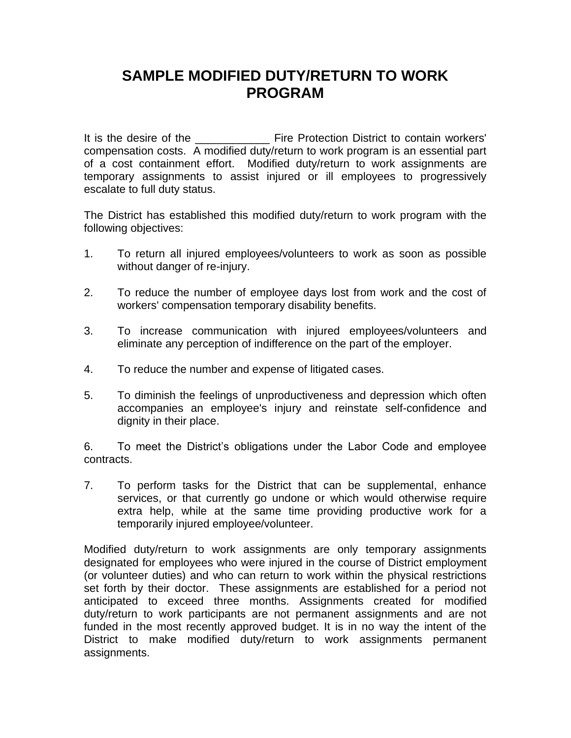# SAMPLE MODIFIED DUTY/RETURN TO WORK PROGRAM

It is the desire of the ____________ Fire Protection District to contain workers' compensation costs. A modified duty/return to work program is an essential part of a cost containment effort. Modified duty/return to work assignments are temporary assignments to assist injured or ill employees to progressively escalate to full duty status.

The District has established this modified duty/return to work program with the following objectives:

1. To return all injured employees/volunteers to work as soon as possible without danger of re-injury.

2. To reduce the number of employee days lost from work and the cost of workers' compensation temporary disability benefits.

3. To increase communication with injured employees/volunteers and eliminate any perception of indifference on the part of the employer.

4. To reduce the number and expense of litigated cases.

5. To diminish the feelings of unproductiveness and depression which often accompanies an employee's injury and reinstate self-confidence and dignity in their place.

6. To meet the District's obligations under the Labor Code and employee contracts.

7. To perform tasks for the District that can be supplemental, enhance services, or that currently go undone or which would otherwise require extra help, while at the same time providing productive work for a temporarily injured employee/volunteer.

Modified duty/return to work assignments are only temporary assignments designated for employees who were injured in the course of District employment (or volunteer duties) and who can return to work within the physical restrictions set forth by their doctor. These assignments are established for a period not anticipated to exceed three months. Assignments created for modified duty/return to work participants are not permanent assignments and are not funded in the most recently approved budget. It is in no way the intent of the District to make modified duty/return to work assignments permanent assignments.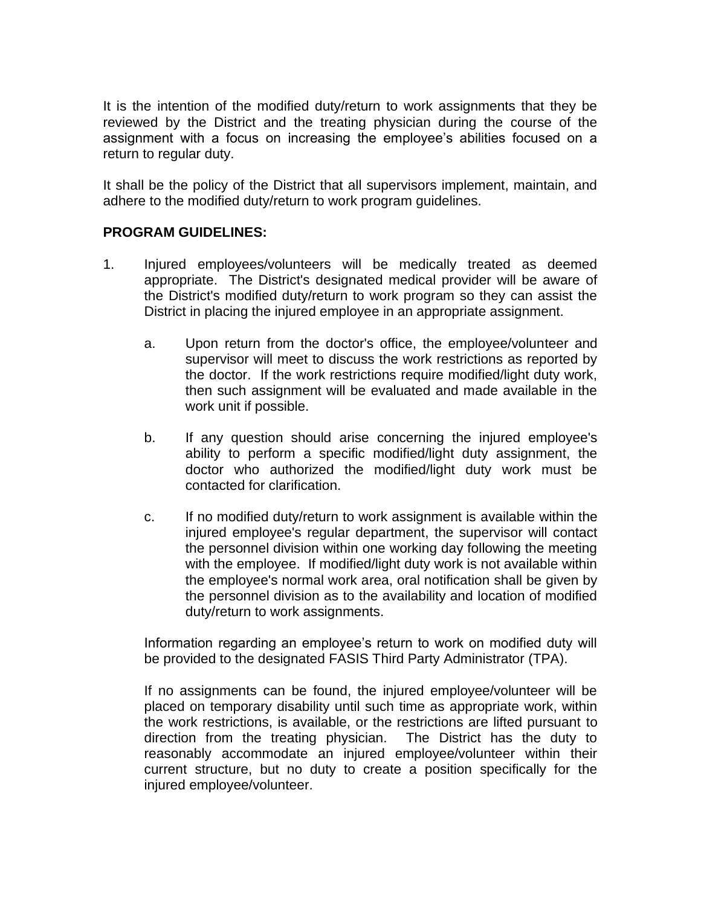It is the intention of the modified duty/return to work assignments that they be reviewed by the District and the treating physician during the course of the assignment with a focus on increasing the employee's abilities focused on a return to regular duty.

It shall be the policy of the District that all supervisors implement, maintain, and adhere to the modified duty/return to work program guidelines.

**PROGRAM GUIDELINES:**

1. Injured employees/volunteers will be medically treated as deemed appropriate. The District's designated medical provider will be aware of the District's modified duty/return to work program so they can assist the District in placing the injured employee in an appropriate assignment.

   a. Upon return from the doctor's office, the employee/volunteer and supervisor will meet to discuss the work restrictions as reported by the doctor. If the work restrictions require modified/light duty work, then such assignment will be evaluated and made available in the work unit if possible.

   b. If any question should arise concerning the injured employee's ability to perform a specific modified/light duty assignment, the doctor who authorized the modified/light duty work must be contacted for clarification.

   c. If no modified duty/return to work assignment is available within the injured employee's regular department, the supervisor will contact the personnel division within one working day following the meeting with the employee. If modified/light duty work is not available within the employee's normal work area, oral notification shall be given by the personnel division as to the availability and location of modified duty/return to work assignments.

   Information regarding an employee's return to work on modified duty will be provided to the designated FASIS Third Party Administrator (TPA).

   If no assignments can be found, the injured employee/volunteer will be placed on temporary disability until such time as appropriate work, within the work restrictions, is available, or the restrictions are lifted pursuant to direction from the treating physician. The District has the duty to reasonably accommodate an injured employee/volunteer within their current structure, but no duty to create a position specifically for the injured employee/volunteer.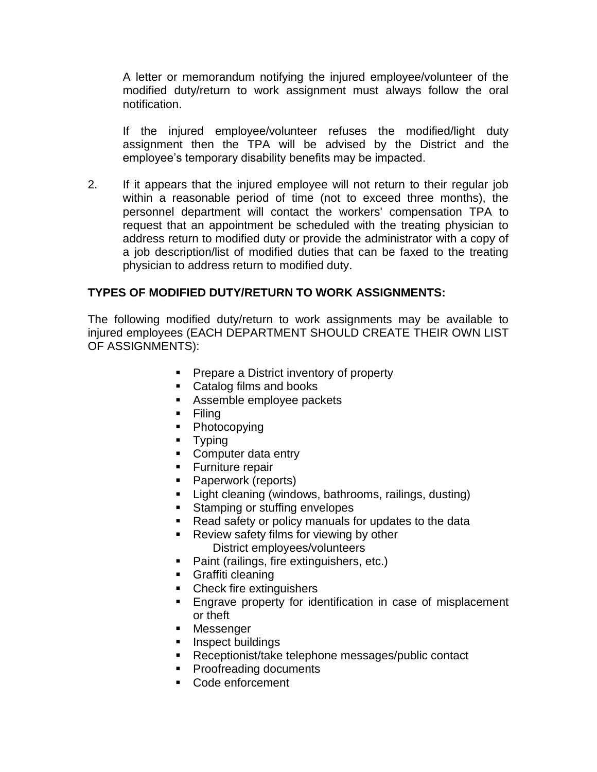A letter or memorandum notifying the injured employee/volunteer of the modified duty/return to work assignment must always follow the oral notification.

If the injured employee/volunteer refuses the modified/light duty assignment then the TPA will be advised by the District and the employee's temporary disability benefits may be impacted.

2. If it appears that the injured employee will not return to their regular job within a reasonable period of time (not to exceed three months), the personnel department will contact the workers' compensation TPA to request that an appointment be scheduled with the treating physician to address return to modified duty or provide the administrator with a copy of a job description/list of modified duties that can be faxed to the treating physician to address return to modified duty.

**TYPES OF MODIFIED DUTY/RETURN TO WORK ASSIGNMENTS:**

The following modified duty/return to work assignments may be available to injured employees (EACH DEPARTMENT SHOULD CREATE THEIR OWN LIST OF ASSIGNMENTS):

- Prepare a District inventory of property
- Catalog films and books
- Assemble employee packets
- Filing
- Photocopying
- Typing
- Computer data entry
- Furniture repair
- Paperwork (reports)
- Light cleaning (windows, bathrooms, railings, dusting)
- Stamping or stuffing envelopes
- Read safety or policy manuals for updates to the data
- Review safety films for viewing by other District employees/volunteers
- Paint (railings, fire extinguishers, etc.)
- Graffiti cleaning
- Check fire extinguishers
- Engrave property for identification in case of misplacement or theft
- Messenger
- Inspect buildings
- Receptionist/take telephone messages/public contact
- Proofreading documents
- Code enforcement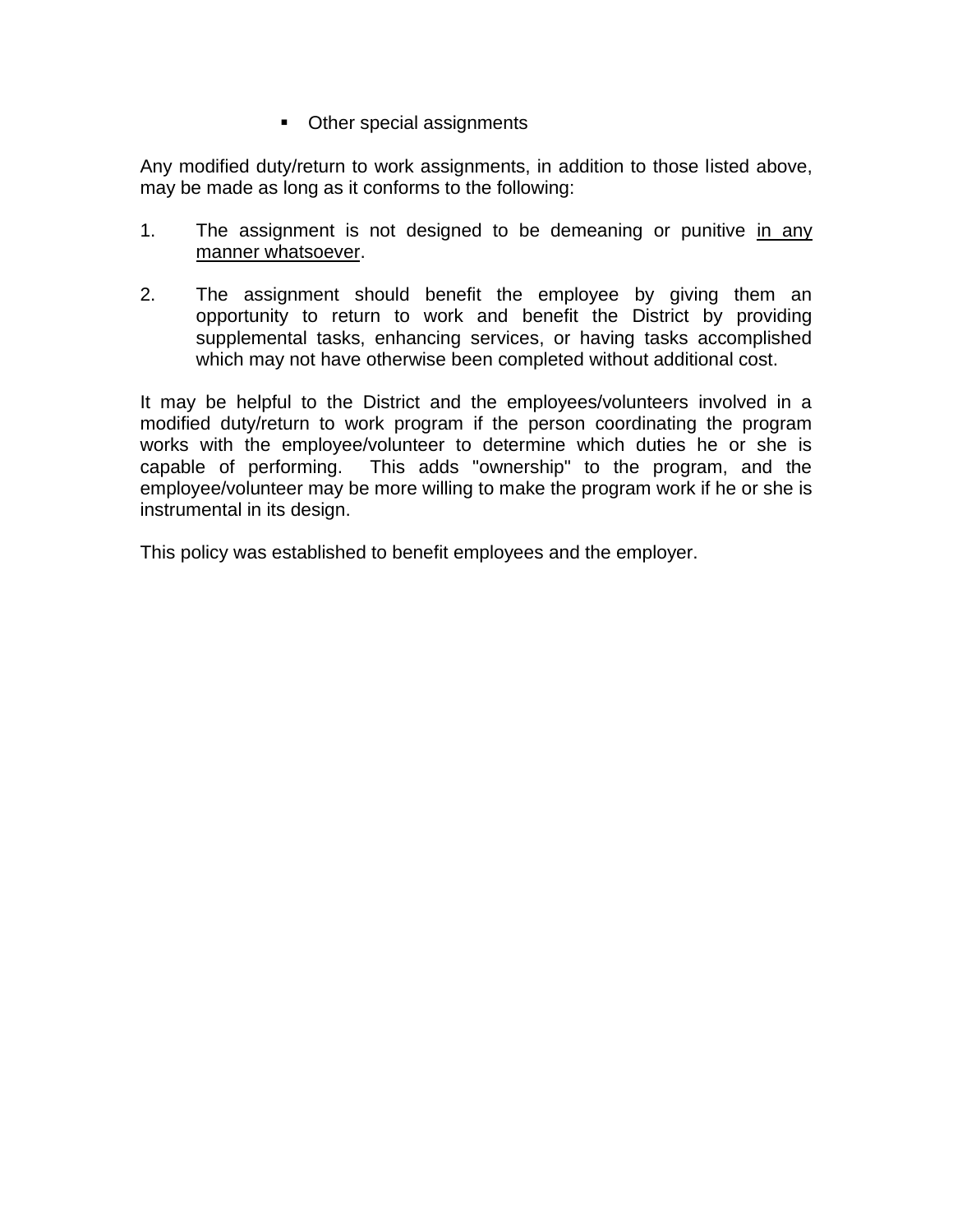- Other special assignments

Any modified duty/return to work assignments, in addition to those listed above, may be made as long as it conforms to the following:

1. The assignment is not designed to be demeaning or punitive <u>in any manner whatsoever</u>.

2. The assignment should benefit the employee by giving them an opportunity to return to work and benefit the District by providing supplemental tasks, enhancing services, or having tasks accomplished which may not have otherwise been completed without additional cost.

It may be helpful to the District and the employees/volunteers involved in a modified duty/return to work program if the person coordinating the program works with the employee/volunteer to determine which duties he or she is capable of performing. This adds "ownership" to the program, and the employee/volunteer may be more willing to make the program work if he or she is instrumental in its design.

This policy was established to benefit employees and the employer.